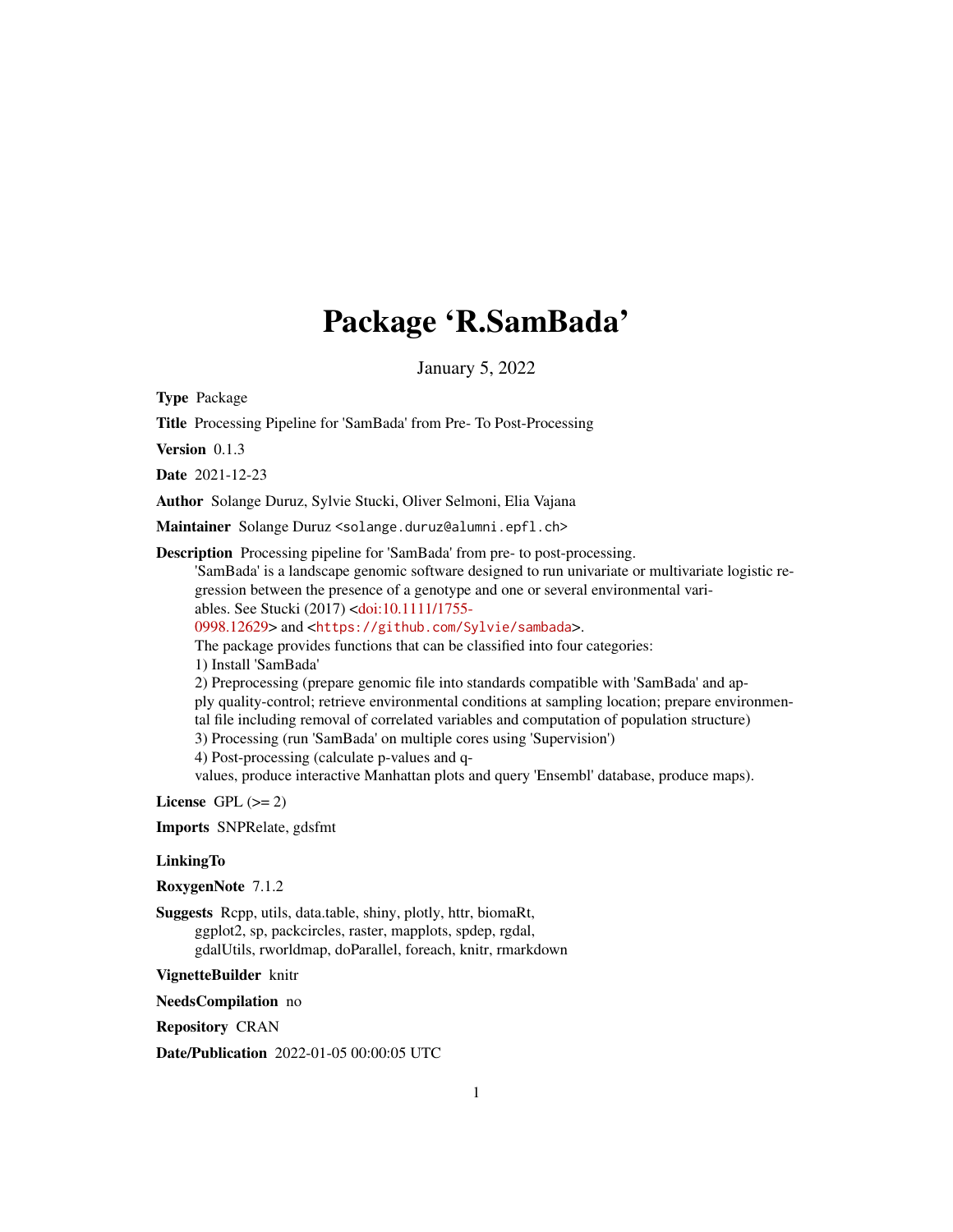# Package 'R.SamBada'

January 5, 2022

**Type** Package

**Title** Processing Pipeline for 'SamBada' from Pre- To Post-Processing

**Version** 0.1.3

**Date** 2021-12-23

**Author** Solange Duruz, Sylvie Stucki, Oliver Selmoni, Elia Vajana

**Maintainer** Solange Duruz <solange.duruz@alumni.epfl.ch>

**Description** Processing pipeline for 'SamBada' from pre- to post-processing.
'SamBada' is a landscape genomic software designed to run univariate or multivariate logistic regression between the presence of a genotype and one or several environmental variables. See Stucki (2017) <doi:10.1111/1755-0998.12629> and <https://github.com/Sylvie/sambada>.
The package provides functions that can be classified into four categories:
1) Install 'SamBada'
2) Preprocessing (prepare genomic file into standards compatible with 'SamBada' and apply quality-control; retrieve environmental conditions at sampling location; prepare environmental file including removal of correlated variables and computation of population structure)
3) Processing (run 'SamBada' on multiple cores using 'Supervision')
4) Post-processing (calculate p-values and q-values, produce interactive Manhattan plots and query 'Ensembl' database, produce maps).

**License** GPL (>= 2)

**Imports** SNPRelate, gdsfmt

**LinkingTo**

**RoxygenNote** 7.1.2

**Suggests** Rcpp, utils, data.table, shiny, plotly, httr, biomaRt, ggplot2, sp, packcircles, raster, mapplots, spdep, rgdal, gdalUtils, rworldmap, doParallel, foreach, knitr, rmarkdown

**VignetteBuilder** knitr

**NeedsCompilation** no

**Repository** CRAN

**Date/Publication** 2022-01-05 00:00:05 UTC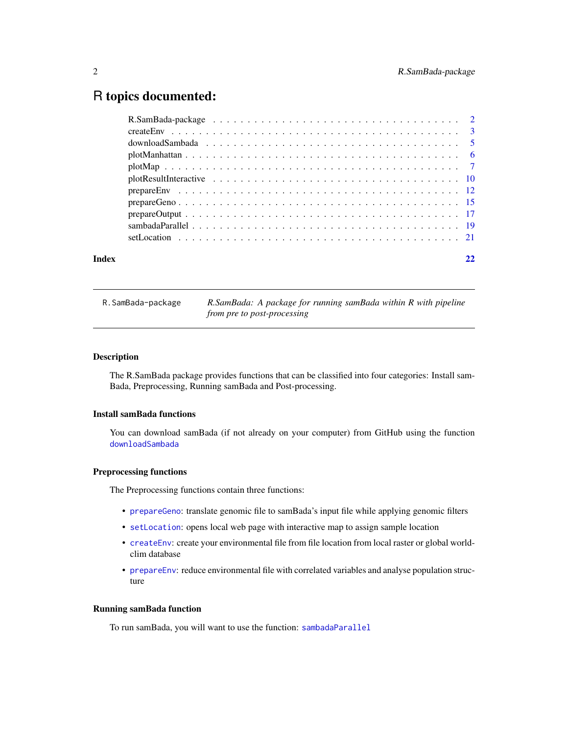# R topics documented:

| | |
|---|---|
| R.SamBada-package | 2 |
| createEnv | 3 |
| downloadSambada | 5 |
| plotManhattan | 6 |
| plotMap | 7 |
| plotResultInteractive | 10 |
| prepareEnv | 12 |
| prepareGeno | 15 |
| prepareOutput | 17 |
| sambadaParallel | 19 |
| setLocation | 21 |
| **Index** | **22** |

---

`R.SamBada-package` *R.SamBada: A package for running samBada within R with pipeline from pre to post-processing*

---

### Description

The R.SamBada package provides functions that can be classified into four categories: Install samBada, Preprocessing, Running samBada and Post-processing.

### Install samBada functions

You can download samBada (if not already on your computer) from GitHub using the function `downloadSambada`

### Preprocessing functions

The Preprocessing functions contain three functions:

- `prepareGeno`: translate genomic file to samBada's input file while applying genomic filters
- `setLocation`: opens local web page with interactive map to assign sample location
- `createEnv`: create your environmental file from file location from local raster or global worldclim database
- `prepareEnv`: reduce environmental file with correlated variables and analyse population structure

### Running samBada function

To run samBada, you will want to use the function: `sambadaParallel`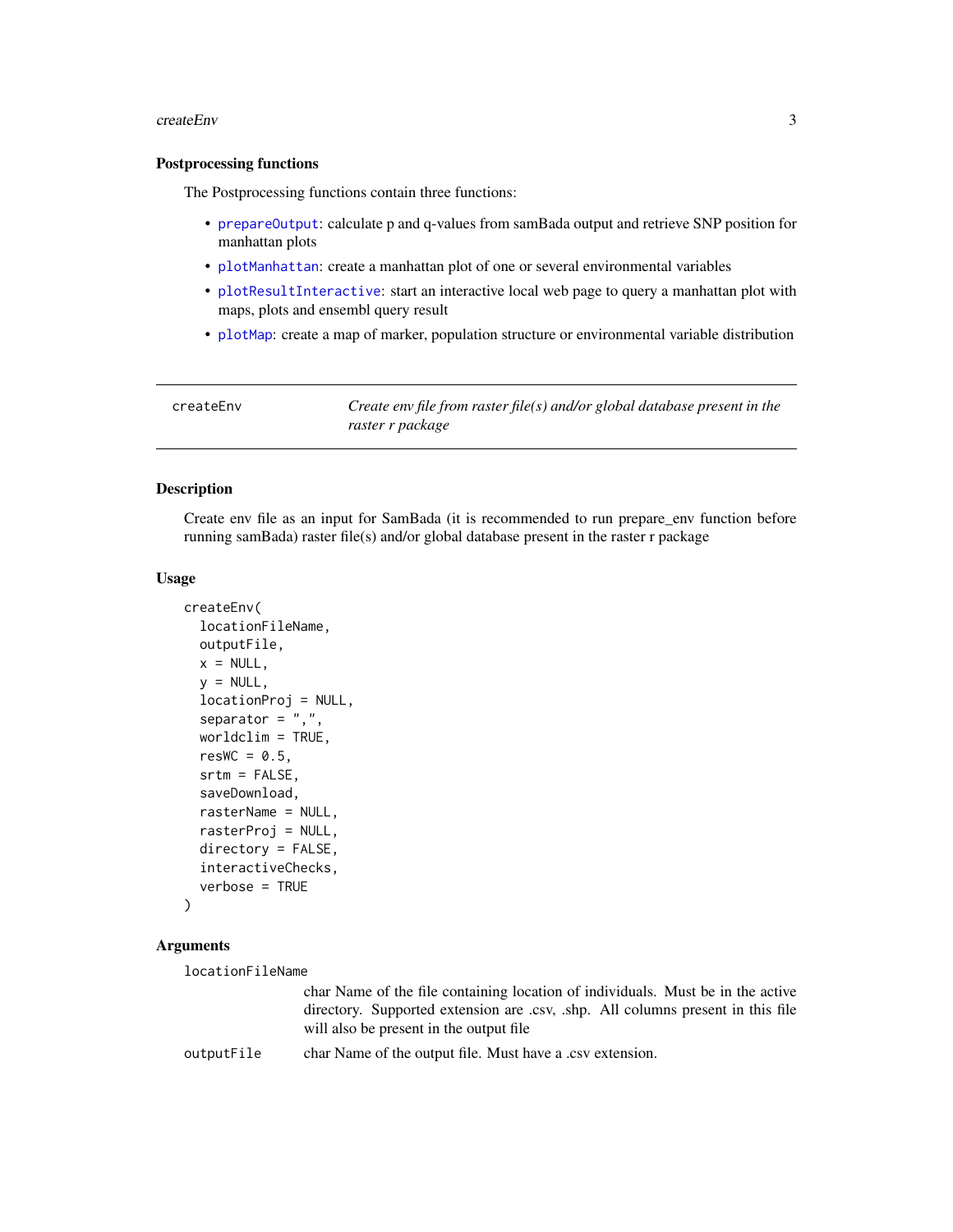### Postprocessing functions

The Postprocessing functions contain three functions:

- prepareOutput: calculate p and q-values from samBada output and retrieve SNP position for manhattan plots
- plotManhattan: create a manhattan plot of one or several environmental variables
- plotResultInteractive: start an interactive local web page to query a manhattan plot with maps, plots and ensembl query result
- plotMap: create a map of marker, population structure or environmental variable distribution

---

## createEnv — *Create env file from raster file(s) and/or global database present in the raster r package*

---

### Description

Create env file as an input for SamBada (it is recommended to run prepare_env function before running samBada) raster file(s) and/or global database present in the raster r package

### Usage

```
createEnv(
  locationFileName,
  outputFile,
  x = NULL,
  y = NULL,
  locationProj = NULL,
  separator = ",",
  worldclim = TRUE,
  resWC = 0.5,
  srtm = FALSE,
  saveDownload,
  rasterName = NULL,
  rasterProj = NULL,
  directory = FALSE,
  interactiveChecks,
  verbose = TRUE
)
```

### Arguments

| | |
|---|---|
| `locationFileName` | char Name of the file containing location of individuals. Must be in the active directory. Supported extension are .csv, .shp. All columns present in this file will also be present in the output file |
| `outputFile` | char Name of the output file. Must have a .csv extension. |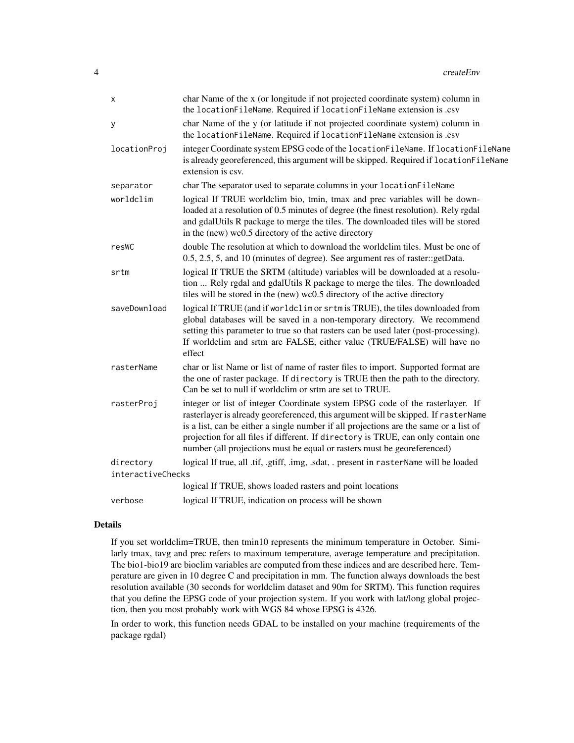| | |
|---|---|
| x | char Name of the x (or longitude if not projected coordinate system) column in the `locationFileName`. Required if `locationFileName` extension is .csv |
| y | char Name of the y (or latitude if not projected coordinate system) column in the `locationFileName`. Required if `locationFileName` extension is .csv |
| locationProj | integer Coordinate system EPSG code of the `locationFileName`. If `locationFileName` is already georeferenced, this argument will be skipped. Required if `locationFileName` extension is csv. |
| separator | char The separator used to separate columns in your `locationFileName` |
| worldclim | logical If TRUE worldclim bio, tmin, tmax and prec variables will be downloaded at a resolution of 0.5 minutes of degree (the finest resolution). Rely rgdal and gdalUtils R package to merge the tiles. The downloaded tiles will be stored in the (new) wc0.5 directory of the active directory |
| resWC | double The resolution at which to download the worldclim tiles. Must be one of 0.5, 2.5, 5, and 10 (minutes of degree). See argument res of raster::getData. |
| srtm | logical If TRUE the SRTM (altitude) variables will be downloaded at a resolution ... Rely rgdal and gdalUtils R package to merge the tiles. The downloaded tiles will be stored in the (new) wc0.5 directory of the active directory |
| saveDownload | logical If TRUE (and if `worldclim` or `srtm` is TRUE), the tiles downloaded from global databases will be saved in a non-temporary directory. We recommend setting this parameter to true so that rasters can be used later (post-processing). If worldclim and srtm are FALSE, either value (TRUE/FALSE) will have no effect |
| rasterName | char or list Name or list of name of raster files to import. Supported format are the one of raster package. If `directory` is TRUE then the path to the directory. Can be set to null if worldclim or srtm are set to TRUE. |
| rasterProj | integer or list of integer Coordinate system EPSG code of the rasterlayer. If rasterlayer is already georeferenced, this argument will be skipped. If `rasterName` is a list, can be either a single number if all projections are the same or a list of projection for all files if different. If `directory` is TRUE, can only contain one number (all projections must be equal or rasters must be georeferenced) |
| directory | logical If true, all .tif, .gtiff, .img, .sdat, . present in `rasterName` will be loaded |
| interactiveChecks | logical If TRUE, shows loaded rasters and point locations |
| verbose | logical If TRUE, indication on process will be shown |

### Details

If you set worldclim=TRUE, then tmin10 represents the minimum temperature in October. Similarly tmax, tavg and prec refers to maximum temperature, average temperature and precipitation. The bio1-bio19 are bioclim variables are computed from these indices and are described here. Temperature are given in 10 degree C and precipitation in mm. The function always downloads the best resolution available (30 seconds for worldclim dataset and 90m for SRTM). This function requires that you define the EPSG code of your projection system. If you work with lat/long global projection, then you most probably work with WGS 84 whose EPSG is 4326.

In order to work, this function needs GDAL to be installed on your machine (requirements of the package rgdal)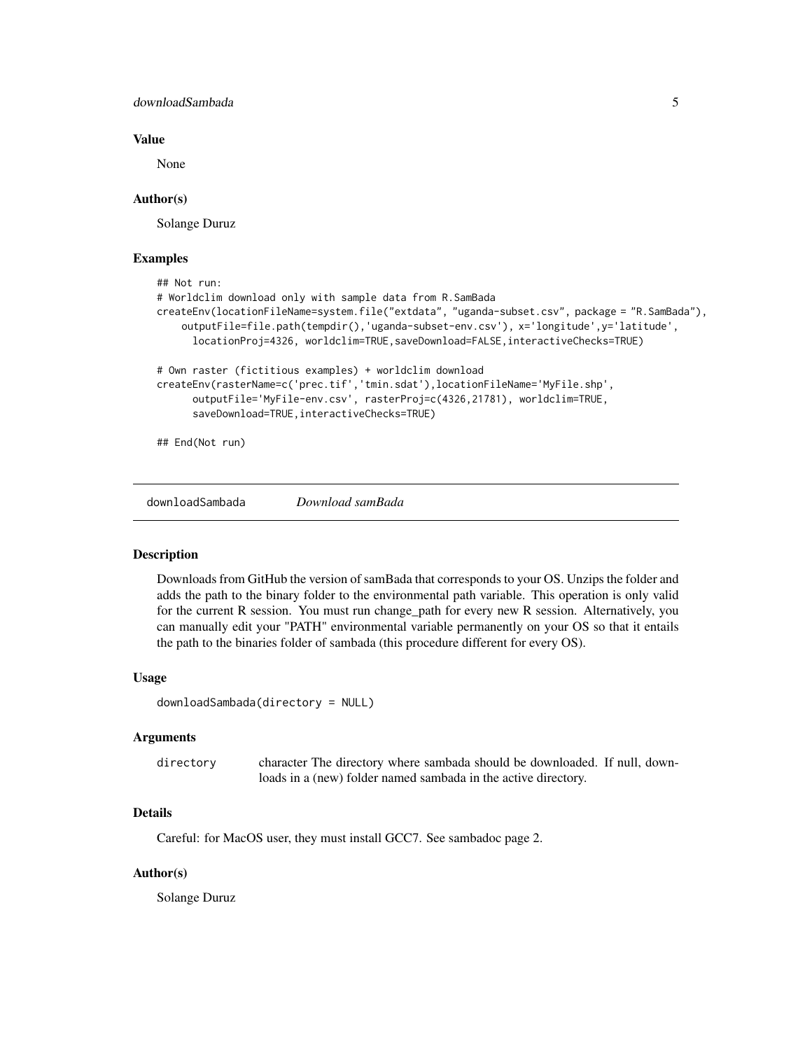### Value

None

### Author(s)

Solange Duruz

### Examples

```
## Not run:
# Worldclim download only with sample data from R.SamBada
createEnv(locationFileName=system.file("extdata", "uganda-subset.csv", package = "R.SamBada"),
    outputFile=file.path(tempdir(),'uganda-subset-env.csv'), x='longitude',y='latitude',
      locationProj=4326, worldclim=TRUE,saveDownload=FALSE,interactiveChecks=TRUE)

# Own raster (fictitious examples) + worldclim download
createEnv(rasterName=c('prec.tif','tmin.sdat'),locationFileName='MyFile.shp',
      outputFile='MyFile-env.csv', rasterProj=c(4326,21781), worldclim=TRUE,
      saveDownload=TRUE,interactiveChecks=TRUE)

## End(Not run)
```

---

## downloadSambada *Download samBada*

### Description

Downloads from GitHub the version of samBada that corresponds to your OS. Unzips the folder and adds the path to the binary folder to the environmental path variable. This operation is only valid for the current R session. You must run change_path for every new R session. Alternatively, you can manually edit your "PATH" environmental variable permanently on your OS so that it entails the path to the binaries folder of sambada (this procedure different for every OS).

### Usage

```
downloadSambada(directory = NULL)
```

### Arguments

| | |
|---|---|
| directory | character The directory where sambada should be downloaded. If null, downloads in a (new) folder named sambada in the active directory. |

### Details

Careful: for MacOS user, they must install GCC7. See sambadoc page 2.

### Author(s)

Solange Duruz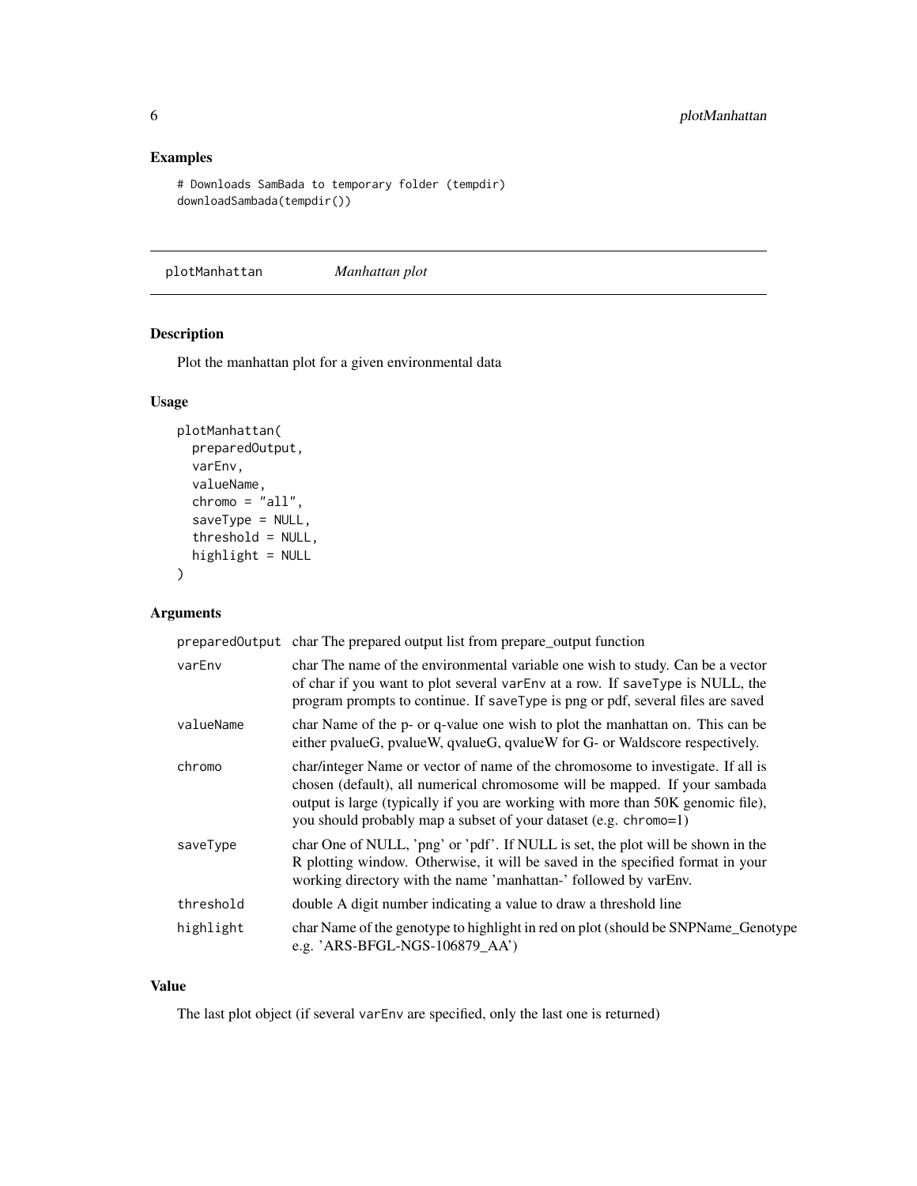## Examples

```
# Downloads SamBada to temporary folder (tempdir)
downloadSambada(tempdir())
```

---

# plotManhattan *Manhattan plot*

## Description

Plot the manhattan plot for a given environmental data

## Usage

```
plotManhattan(
  preparedOutput,
  varEnv,
  valueName,
  chromo = "all",
  saveType = NULL,
  threshold = NULL,
  highlight = NULL
)
```

## Arguments

| Argument | Description |
|---|---|
| preparedOutput | char The prepared output list from prepare_output function |
| varEnv | char The name of the environmental variable one wish to study. Can be a vector of char if you want to plot several varEnv at a row. If saveType is NULL, the program prompts to continue. If saveType is png or pdf, several files are saved |
| valueName | char Name of the p- or q-value one wish to plot the manhattan on. This can be either pvalueG, pvalueW, qvalueG, qvalueW for G- or Waldscore respectively. |
| chromo | char/integer Name or vector of name of the chromosome to investigate. If all is chosen (default), all numerical chromosome will be mapped. If your sambada output is large (typically if you are working with more than 50K genomic file), you should probably map a subset of your dataset (e.g. chromo=1) |
| saveType | char One of NULL, 'png' or 'pdf'. If NULL is set, the plot will be shown in the R plotting window. Otherwise, it will be saved in the specified format in your working directory with the name 'manhattan-' followed by varEnv. |
| threshold | double A digit number indicating a value to draw a threshold line |
| highlight | char Name of the genotype to highlight in red on plot (should be SNPName_Genotype e.g. 'ARS-BFGL-NGS-106879_AA') |

## Value

The last plot object (if several varEnv are specified, only the last one is returned)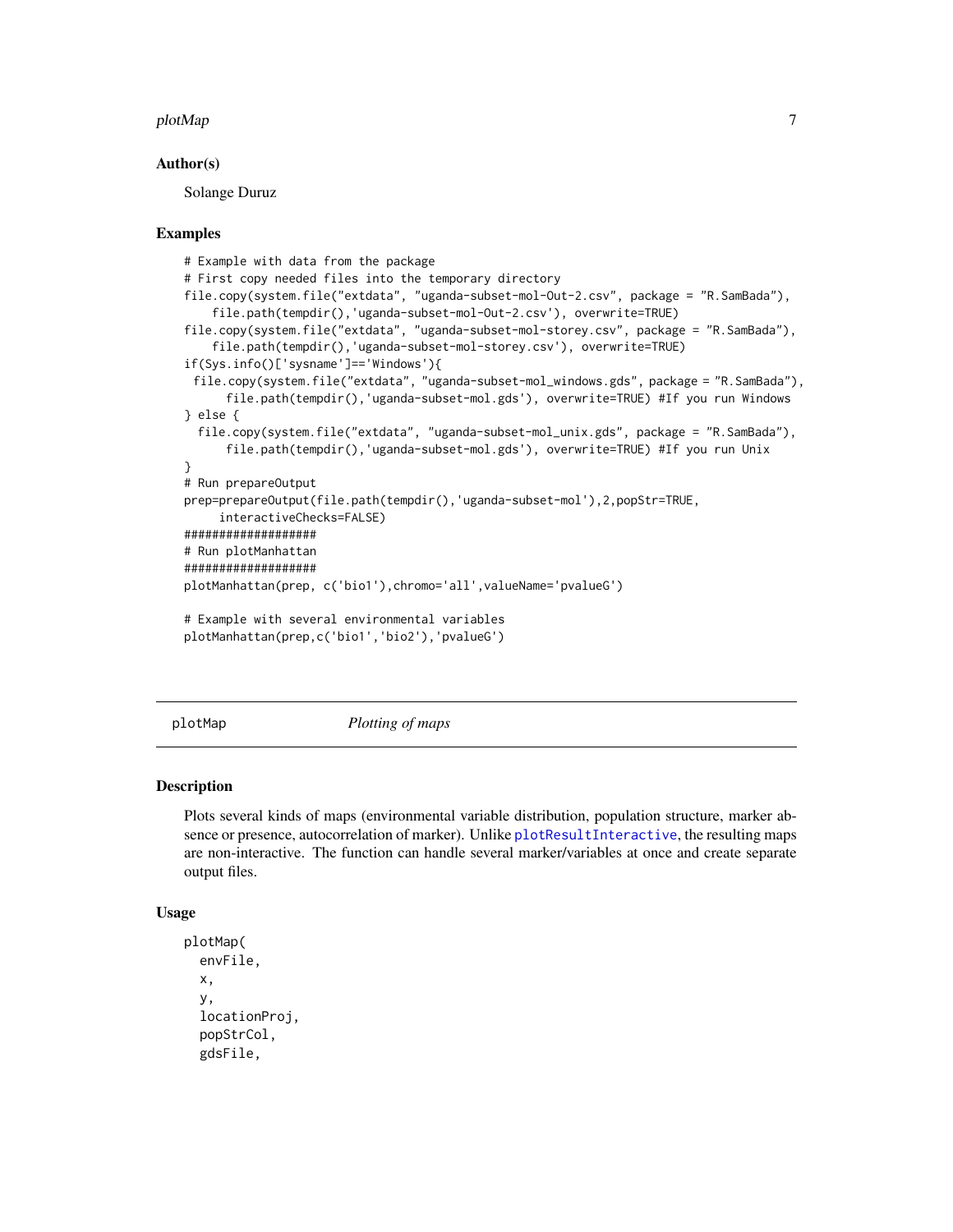### Author(s)

Solange Duruz

### Examples

```
# Example with data from the package
# First copy needed files into the temporary directory
file.copy(system.file("extdata", "uganda-subset-mol-Out-2.csv", package = "R.SamBada"),
    file.path(tempdir(),'uganda-subset-mol-Out-2.csv'), overwrite=TRUE)
file.copy(system.file("extdata", "uganda-subset-mol-storey.csv", package = "R.SamBada"),
    file.path(tempdir(),'uganda-subset-mol-storey.csv'), overwrite=TRUE)
if(Sys.info()['sysname']=='Windows'){
 file.copy(system.file("extdata", "uganda-subset-mol_windows.gds", package = "R.SamBada"),
      file.path(tempdir(),'uganda-subset-mol.gds'), overwrite=TRUE) #If you run Windows
} else {
  file.copy(system.file("extdata", "uganda-subset-mol_unix.gds", package = "R.SamBada"),
      file.path(tempdir(),'uganda-subset-mol.gds'), overwrite=TRUE) #If you run Unix
}
# Run prepareOutput
prep=prepareOutput(file.path(tempdir(),'uganda-subset-mol'),2,popStr=TRUE,
     interactiveChecks=FALSE)
###################
# Run plotManhattan
###################
plotManhattan(prep, c('bio1'),chromo='all',valueName='pvalueG')

# Example with several environmental variables
plotManhattan(prep,c('bio1','bio2'),'pvalueG')
```

---

## plotMap *Plotting of maps*

### Description

Plots several kinds of maps (environmental variable distribution, population structure, marker absence or presence, autocorrelation of marker). Unlike plotResultInteractive, the resulting maps are non-interactive. The function can handle several marker/variables at once and create separate output files.

### Usage

```
plotMap(
  envFile,
  x,
  y,
  locationProj,
  popStrCol,
  gdsFile,
```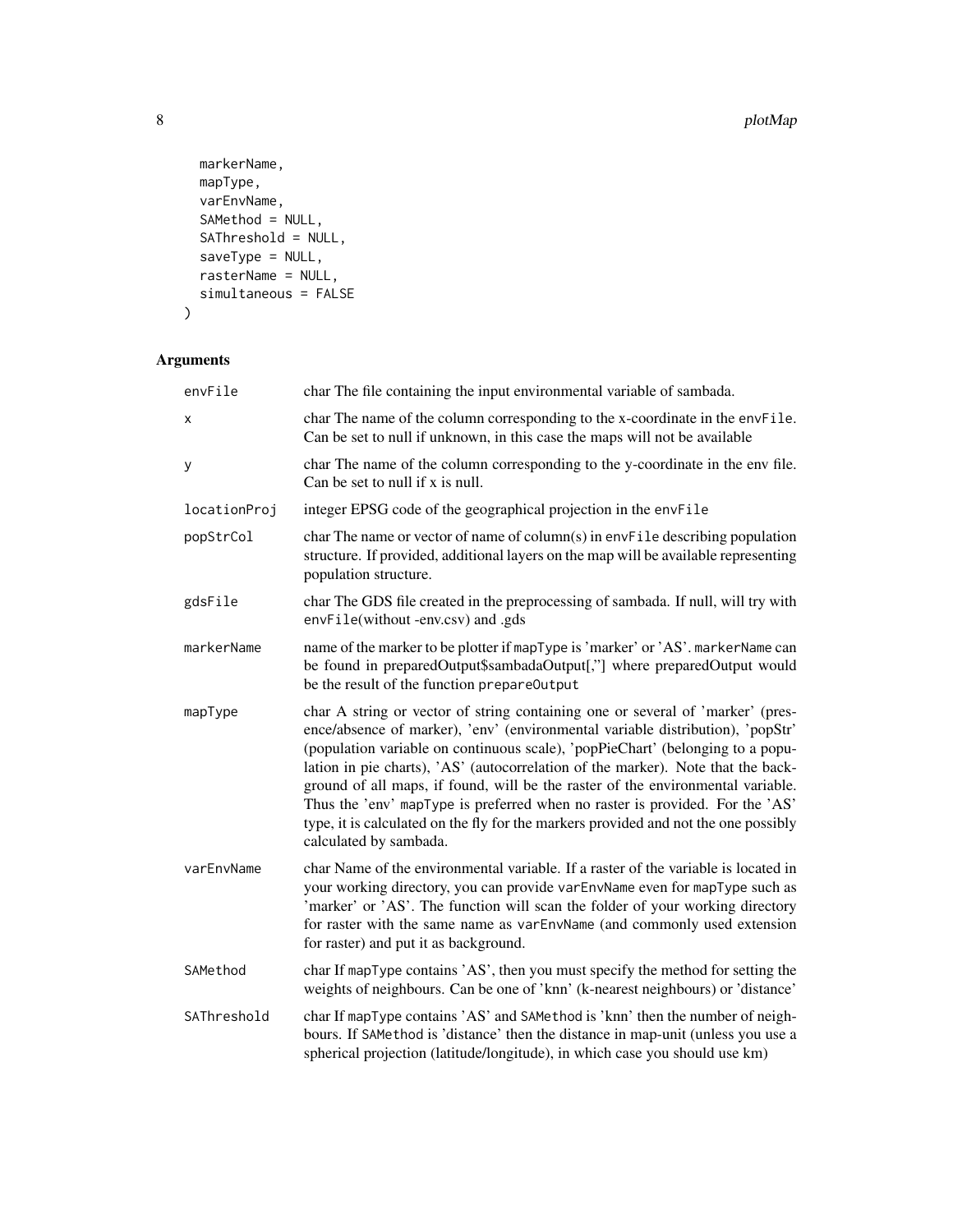```
  markerName,
  mapType,
  varEnvName,
  SAMethod = NULL,
  SAThreshold = NULL,
  saveType = NULL,
  rasterName = NULL,
  simultaneous = FALSE
)
```

## Arguments

| | |
|---|---|
| envFile | char The file containing the input environmental variable of sambada. |
| x | char The name of the column corresponding to the x-coordinate in the envFile. Can be set to null if unknown, in this case the maps will not be available |
| y | char The name of the column corresponding to the y-coordinate in the env file. Can be set to null if x is null. |
| locationProj | integer EPSG code of the geographical projection in the envFile |
| popStrCol | char The name or vector of name of column(s) in envFile describing population structure. If provided, additional layers on the map will be available representing population structure. |
| gdsFile | char The GDS file created in the preprocessing of sambada. If null, will try with envFile(without -env.csv) and .gds |
| markerName | name of the marker to be plotter if mapType is 'marker' or 'AS'. markerName can be found in preparedOutput$sambadaOutput[,''] where preparedOutput would be the result of the function prepareOutput |
| mapType | char A string or vector of string containing one or several of 'marker' (presence/absence of marker), 'env' (environmental variable distribution), 'popStr' (population variable on continuous scale), 'popPieChart' (belonging to a population in pie charts), 'AS' (autocorrelation of the marker). Note that the background of all maps, if found, will be the raster of the environmental variable. Thus the 'env' mapType is preferred when no raster is provided. For the 'AS' type, it is calculated on the fly for the markers provided and not the one possibly calculated by sambada. |
| varEnvName | char Name of the environmental variable. If a raster of the variable is located in your working directory, you can provide varEnvName even for mapType such as 'marker' or 'AS'. The function will scan the folder of your working directory for raster with the same name as varEnvName (and commonly used extension for raster) and put it as background. |
| SAMethod | char If mapType contains 'AS', then you must specify the method for setting the weights of neighbours. Can be one of 'knn' (k-nearest neighbours) or 'distance' |
| SAThreshold | char If mapType contains 'AS' and SAMethod is 'knn' then the number of neighbours. If SAMethod is 'distance' then the distance in map-unit (unless you use a spherical projection (latitude/longitude), in which case you should use km) |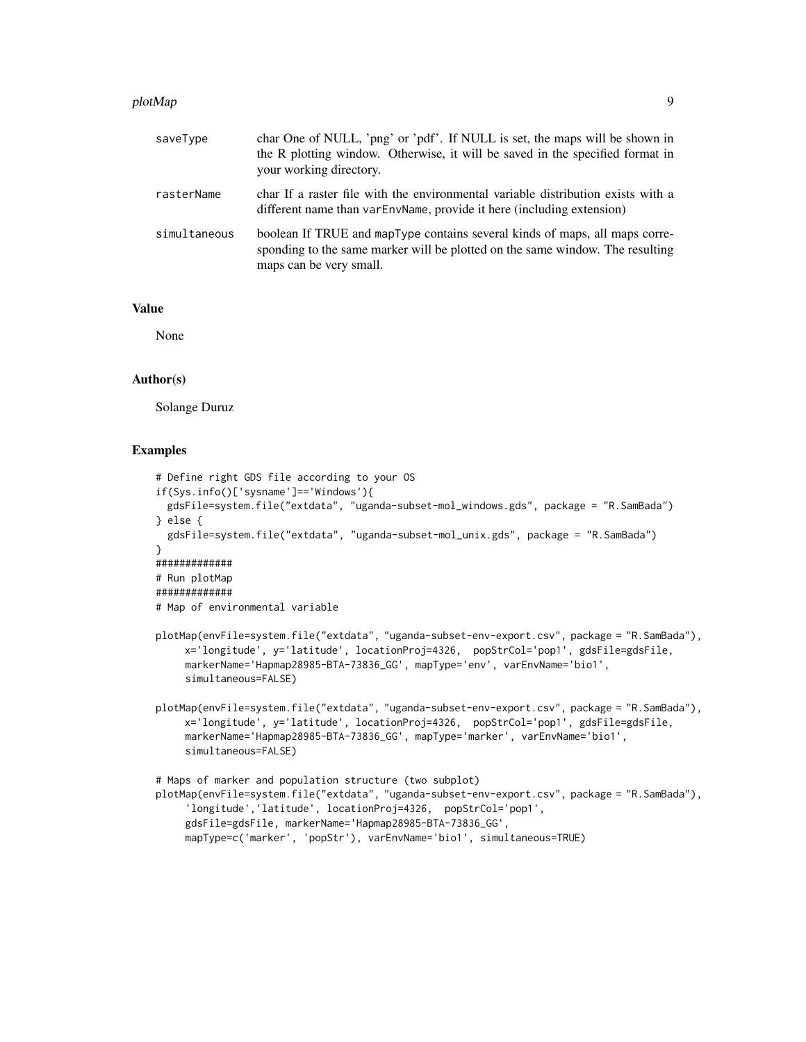| | |
|---|---|
| saveType | char One of NULL, 'png' or 'pdf'. If NULL is set, the maps will be shown in the R plotting window. Otherwise, it will be saved in the specified format in your working directory. |
| rasterName | char If a raster file with the environmental variable distribution exists with a different name than varEnvName, provide it here (including extension) |
| simultaneous | boolean If TRUE and mapType contains several kinds of maps, all maps corresponding to the same marker will be plotted on the same window. The resulting maps can be very small. |

## Value

None

## Author(s)

Solange Duruz

## Examples

```
# Define right GDS file according to your OS
if(Sys.info()['sysname']=='Windows'){
  gdsFile=system.file("extdata", "uganda-subset-mol_windows.gds", package = "R.SamBada")
} else {
  gdsFile=system.file("extdata", "uganda-subset-mol_unix.gds", package = "R.SamBada")
}
#############
# Run plotMap
#############
# Map of environmental variable

plotMap(envFile=system.file("extdata", "uganda-subset-env-export.csv", package = "R.SamBada"),
     x='longitude', y='latitude', locationProj=4326,  popStrCol='pop1', gdsFile=gdsFile,
     markerName='Hapmap28985-BTA-73836_GG', mapType='env', varEnvName='bio1',
     simultaneous=FALSE)

plotMap(envFile=system.file("extdata", "uganda-subset-env-export.csv", package = "R.SamBada"),
     x='longitude', y='latitude', locationProj=4326,  popStrCol='pop1', gdsFile=gdsFile,
     markerName='Hapmap28985-BTA-73836_GG', mapType='marker', varEnvName='bio1',
     simultaneous=FALSE)

# Maps of marker and population structure (two subplot)
plotMap(envFile=system.file("extdata", "uganda-subset-env-export.csv", package = "R.SamBada"),
     'longitude','latitude', locationProj=4326,  popStrCol='pop1',
     gdsFile=gdsFile, markerName='Hapmap28985-BTA-73836_GG',
     mapType=c('marker', 'popStr'), varEnvName='bio1', simultaneous=TRUE)
```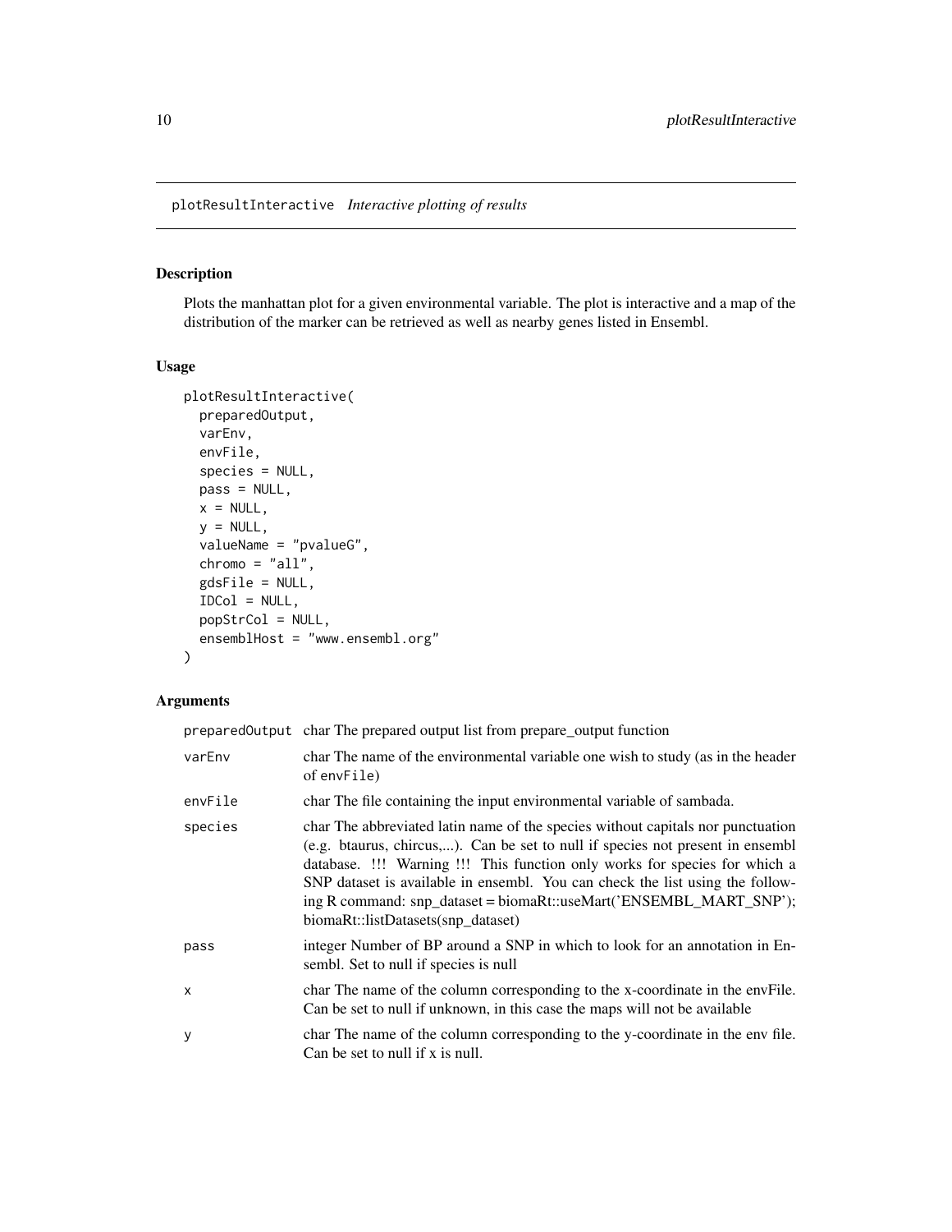plotResultInteractive *Interactive plotting of results*

## Description

Plots the manhattan plot for a given environmental variable. The plot is interactive and a map of the distribution of the marker can be retrieved as well as nearby genes listed in Ensembl.

## Usage

```
plotResultInteractive(
  preparedOutput,
  varEnv,
  envFile,
  species = NULL,
  pass = NULL,
  x = NULL,
  y = NULL,
  valueName = "pvalueG",
  chromo = "all",
  gdsFile = NULL,
  IDCol = NULL,
  popStrCol = NULL,
  ensemblHost = "www.ensembl.org"
)
```

## Arguments

| Argument | Description |
|---|---|
| `preparedOutput` | char The prepared output list from prepare_output function |
| `varEnv` | char The name of the environmental variable one wish to study (as in the header of `envFile`) |
| `envFile` | char The file containing the input environmental variable of sambada. |
| `species` | char The abbreviated latin name of the species without capitals nor punctuation (e.g. btaurus, chircus,...). Can be set to null if species not present in ensembl database. !!! Warning !!! This function only works for species for which a SNP dataset is available in ensembl. You can check the list using the following R command: snp_dataset = biomaRt::useMart('ENSEMBL_MART_SNP'); biomaRt::listDatasets(snp_dataset) |
| `pass` | integer Number of BP around a SNP in which to look for an annotation in Ensembl. Set to null if species is null |
| `x` | char The name of the column corresponding to the x-coordinate in the envFile. Can be set to null if unknown, in this case the maps will not be available |
| `y` | char The name of the column corresponding to the y-coordinate in the env file. Can be set to null if x is null. |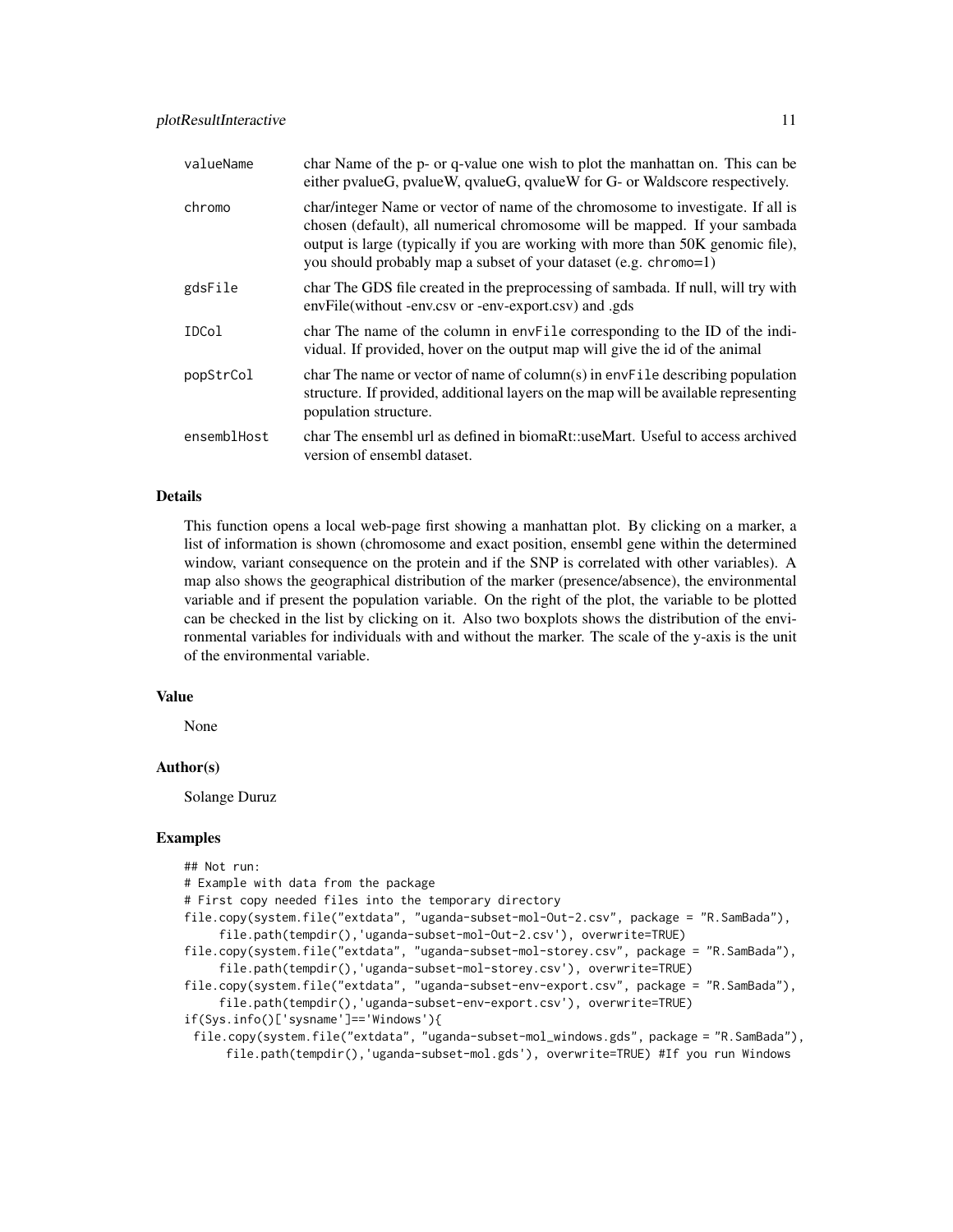| | |
|---|---|
| valueName | char Name of the p- or q-value one wish to plot the manhattan on. This can be either pvalueG, pvalueW, qvalueG, qvalueW for G- or Waldscore respectively. |
| chromo | char/integer Name or vector of name of the chromosome to investigate. If all is chosen (default), all numerical chromosome will be mapped. If your sambada output is large (typically if you are working with more than 50K genomic file), you should probably map a subset of your dataset (e.g. chromo=1) |
| gdsFile | char The GDS file created in the preprocessing of sambada. If null, will try with envFile(without -env.csv or -env-export.csv) and .gds |
| IDCol | char The name of the column in envFile corresponding to the ID of the individual. If provided, hover on the output map will give the id of the animal |
| popStrCol | char The name or vector of name of column(s) in envFile describing population structure. If provided, additional layers on the map will be available representing population structure. |
| ensemblHost | char The ensembl url as defined in biomaRt::useMart. Useful to access archived version of ensembl dataset. |

## Details

This function opens a local web-page first showing a manhattan plot. By clicking on a marker, a list of information is shown (chromosome and exact position, ensembl gene within the determined window, variant consequence on the protein and if the SNP is correlated with other variables). A map also shows the geographical distribution of the marker (presence/absence), the environmental variable and if present the population variable. On the right of the plot, the variable to be plotted can be checked in the list by clicking on it. Also two boxplots shows the distribution of the environmental variables for individuals with and without the marker. The scale of the y-axis is the unit of the environmental variable.

## Value

None

## Author(s)

Solange Duruz

## Examples

```
## Not run:
# Example with data from the package
# First copy needed files into the temporary directory
file.copy(system.file("extdata", "uganda-subset-mol-Out-2.csv", package = "R.SamBada"),
     file.path(tempdir(),'uganda-subset-mol-Out-2.csv'), overwrite=TRUE)
file.copy(system.file("extdata", "uganda-subset-mol-storey.csv", package = "R.SamBada"),
     file.path(tempdir(),'uganda-subset-mol-storey.csv'), overwrite=TRUE)
file.copy(system.file("extdata", "uganda-subset-env-export.csv", package = "R.SamBada"),
     file.path(tempdir(),'uganda-subset-env-export.csv'), overwrite=TRUE)
if(Sys.info()['sysname']=='Windows'){
  file.copy(system.file("extdata", "uganda-subset-mol_windows.gds", package = "R.SamBada"),
      file.path(tempdir(),'uganda-subset-mol.gds'), overwrite=TRUE) #If you run Windows
```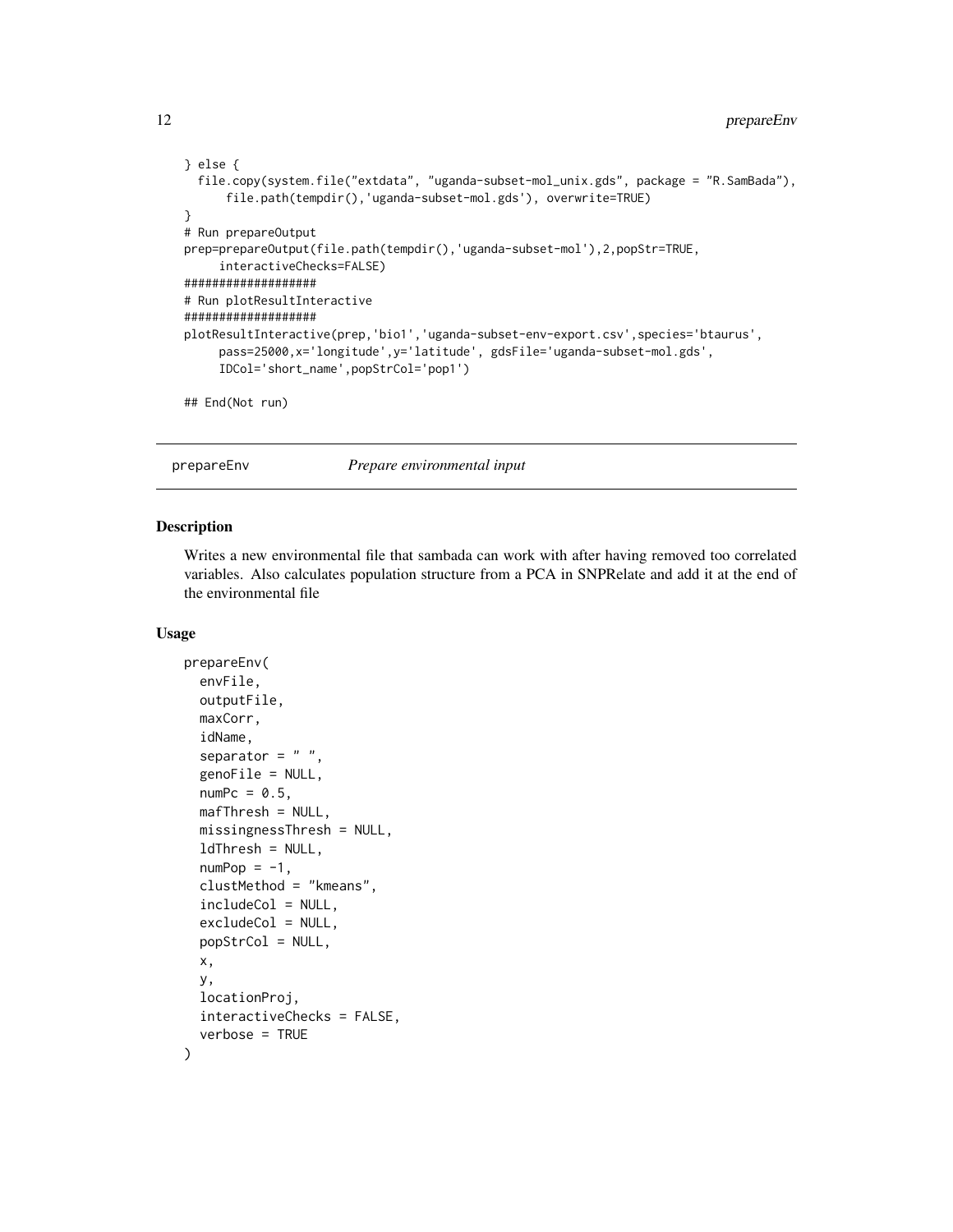```
} else {
  file.copy(system.file("extdata", "uganda-subset-mol_unix.gds", package = "R.SamBada"),
      file.path(tempdir(),'uganda-subset-mol.gds'), overwrite=TRUE)
}
# Run prepareOutput
prep=prepareOutput(file.path(tempdir(),'uganda-subset-mol'),2,popStr=TRUE,
     interactiveChecks=FALSE)
###################
# Run plotResultInteractive
###################
plotResultInteractive(prep,'bio1','uganda-subset-env-export.csv',species='btaurus',
     pass=25000,x='longitude',y='latitude', gdsFile='uganda-subset-mol.gds',
     IDCol='short_name',popStrCol='pop1')

## End(Not run)
```

## prepareEnv — *Prepare environmental input*

### Description

Writes a new environmental file that sambada can work with after having removed too correlated variables. Also calculates population structure from a PCA in SNPRelate and add it at the end of the environmental file

### Usage

```
prepareEnv(
  envFile,
  outputFile,
  maxCorr,
  idName,
  separator = " ",
  genoFile = NULL,
  numPc = 0.5,
  mafThresh = NULL,
  missingnessThresh = NULL,
  ldThresh = NULL,
  numPop = -1,
  clustMethod = "kmeans",
  includeCol = NULL,
  excludeCol = NULL,
  popStrCol = NULL,
  x,
  y,
  locationProj,
  interactiveChecks = FALSE,
  verbose = TRUE
)
```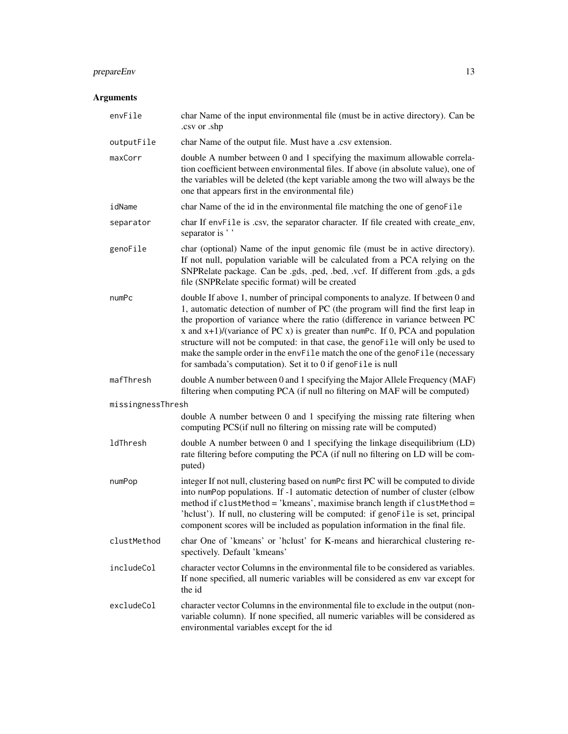## Arguments

| | |
|---|---|
| `envFile` | char Name of the input environmental file (must be in active directory). Can be .csv or .shp |
| `outputFile` | char Name of the output file. Must have a .csv extension. |
| `maxCorr` | double A number between 0 and 1 specifying the maximum allowable correlation coefficient between environmental files. If above (in absolute value), one of the variables will be deleted (the kept variable among the two will always be the one that appears first in the environmental file) |
| `idName` | char Name of the id in the environmental file matching the one of `genoFile` |
| `separator` | char If `envFile` is .csv, the separator character. If file created with create_env, separator is ' ' |
| `genoFile` | char (optional) Name of the input genomic file (must be in active directory). If not null, population variable will be calculated from a PCA relying on the SNPRelate package. Can be .gds, .ped, .bed, .vcf. If different from .gds, a gds file (SNPRelate specific format) will be created |
| `numPc` | double If above 1, number of principal components to analyze. If between 0 and 1, automatic detection of number of PC (the program will find the first leap in the proportion of variance where the ratio (difference in variance between PC x and x+1)/(variance of PC x) is greater than `numPc`. If 0, PCA and population structure will not be computed: in that case, the `genoFile` will only be used to make the sample order in the `envFile` match the one of the `genoFile` (necessary for sambada's computation). Set it to 0 if `genoFile` is null |
| `mafThresh` | double A number between 0 and 1 specifying the Major Allele Frequency (MAF) filtering when computing PCA (if null no filtering on MAF will be computed) |
| `missingnessThresh` | double A number between 0 and 1 specifying the missing rate filtering when computing PCS(if null no filtering on missing rate will be computed) |
| `ldThresh` | double A number between 0 and 1 specifying the linkage disequilibrium (LD) rate filtering before computing the PCA (if null no filtering on LD will be computed) |
| `numPop` | integer If not null, clustering based on `numPc` first PC will be computed to divide into `numPop` populations. If -1 automatic detection of number of cluster (elbow method if `clustMethod` = 'kmeans', maximise branch length if `clustMethod` = 'hclust'). If null, no clustering will be computed: if `genoFile` is set, principal component scores will be included as population information in the final file. |
| `clustMethod` | char One of 'kmeans' or 'hclust' for K-means and hierarchical clustering respectively. Default 'kmeans' |
| `includeCol` | character vector Columns in the environmental file to be considered as variables. If none specified, all numeric variables will be considered as env var except for the id |
| `excludeCol` | character vector Columns in the environmental file to exclude in the output (non-variable column). If none specified, all numeric variables will be considered as environmental variables except for the id |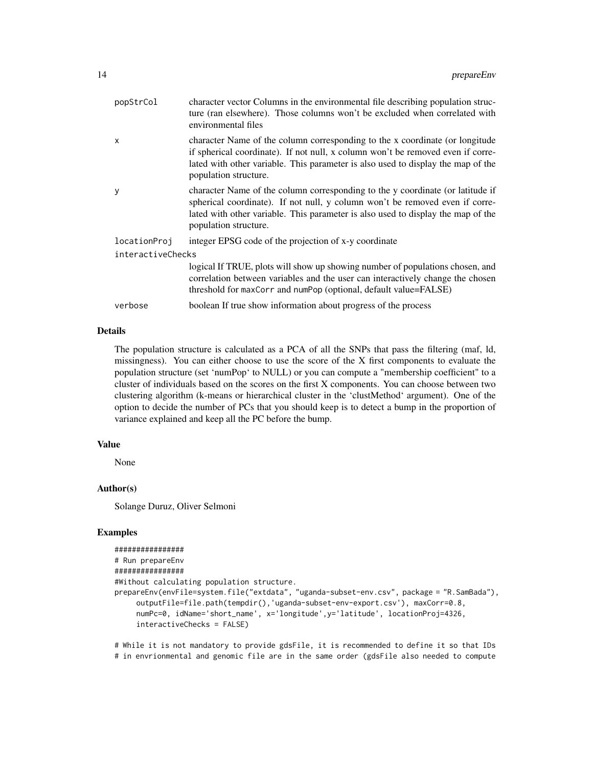| | |
|---|---|
| `popStrCol` | character vector Columns in the environmental file describing population structure (ran elsewhere). Those columns won't be excluded when correlated with environmental files |
| `x` | character Name of the column corresponding to the x coordinate (or longitude if spherical coordinate). If not null, x column won't be removed even if correlated with other variable. This parameter is also used to display the map of the population structure. |
| `y` | character Name of the column corresponding to the y coordinate (or latitude if spherical coordinate). If not null, y column won't be removed even if correlated with other variable. This parameter is also used to display the map of the population structure. |
| `locationProj` | integer EPSG code of the projection of x-y coordinate |
| `interactiveChecks` | logical If TRUE, plots will show up showing number of populations chosen, and correlation between variables and the user can interactively change the chosen threshold for `maxCorr` and `numPop` (optional, default value=FALSE) |
| `verbose` | boolean If true show information about progress of the process |

### Details

The population structure is calculated as a PCA of all the SNPs that pass the filtering (maf, ld, missingness). You can either choose to use the score of the X first components to evaluate the population structure (set 'numPop' to NULL) or you can compute a "membership coefficient" to a cluster of individuals based on the scores on the first X components. You can choose between two clustering algorithm (k-means or hierarchical cluster in the 'clustMethod' argument). One of the option to decide the number of PCs that you should keep is to detect a bump in the proportion of variance explained and keep all the PC before the bump.

### Value

None

### Author(s)

Solange Duruz, Oliver Selmoni

### Examples

```
################
# Run prepareEnv
################
#Without calculating population structure.
prepareEnv(envFile=system.file("extdata", "uganda-subset-env.csv", package = "R.SamBada"),
     outputFile=file.path(tempdir(),'uganda-subset-env-export.csv'), maxCorr=0.8,
     numPc=0, idName='short_name', x='longitude',y='latitude', locationProj=4326,
     interactiveChecks = FALSE)

# While it is not mandatory to provide gdsFile, it is recommended to define it so that IDs
# in envrionmental and genomic file are in the same order (gdsFile also needed to compute
```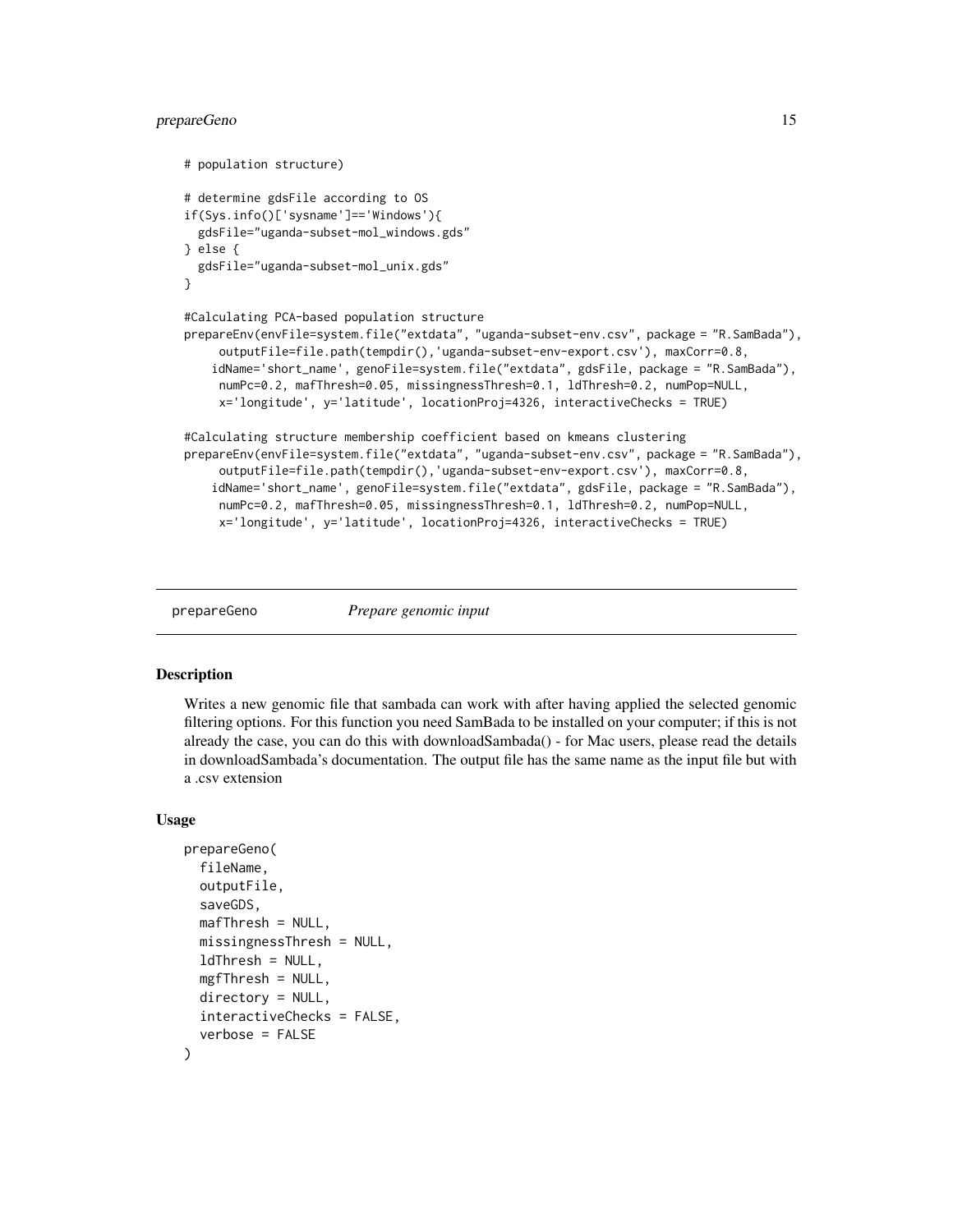```
# population structure)

# determine gdsFile according to OS
if(Sys.info()['sysname']=='Windows'){
  gdsFile="uganda-subset-mol_windows.gds"
} else {
  gdsFile="uganda-subset-mol_unix.gds"
}

#Calculating PCA-based population structure
prepareEnv(envFile=system.file("extdata", "uganda-subset-env.csv", package = "R.SamBada"),
     outputFile=file.path(tempdir(),'uganda-subset-env-export.csv'), maxCorr=0.8,
    idName='short_name', genoFile=system.file("extdata", gdsFile, package = "R.SamBada"),
     numPc=0.2, mafThresh=0.05, missingnessThresh=0.1, ldThresh=0.2, numPop=NULL,
     x='longitude', y='latitude', locationProj=4326, interactiveChecks = TRUE)

#Calculating structure membership coefficient based on kmeans clustering
prepareEnv(envFile=system.file("extdata", "uganda-subset-env.csv", package = "R.SamBada"),
     outputFile=file.path(tempdir(),'uganda-subset-env-export.csv'), maxCorr=0.8,
    idName='short_name', genoFile=system.file("extdata", gdsFile, package = "R.SamBada"),
     numPc=0.2, mafThresh=0.05, missingnessThresh=0.1, ldThresh=0.2, numPop=NULL,
     x='longitude', y='latitude', locationProj=4326, interactiveChecks = TRUE)
```

## prepareGeno — *Prepare genomic input*

### Description

Writes a new genomic file that sambada can work with after having applied the selected genomic filtering options. For this function you need SamBada to be installed on your computer; if this is not already the case, you can do this with downloadSambada() - for Mac users, please read the details in downloadSambada's documentation. The output file has the same name as the input file but with a .csv extension

### Usage

```
prepareGeno(
  fileName,
  outputFile,
  saveGDS,
  mafThresh = NULL,
  missingnessThresh = NULL,
  ldThresh = NULL,
  mgfThresh = NULL,
  directory = NULL,
  interactiveChecks = FALSE,
  verbose = FALSE
)
```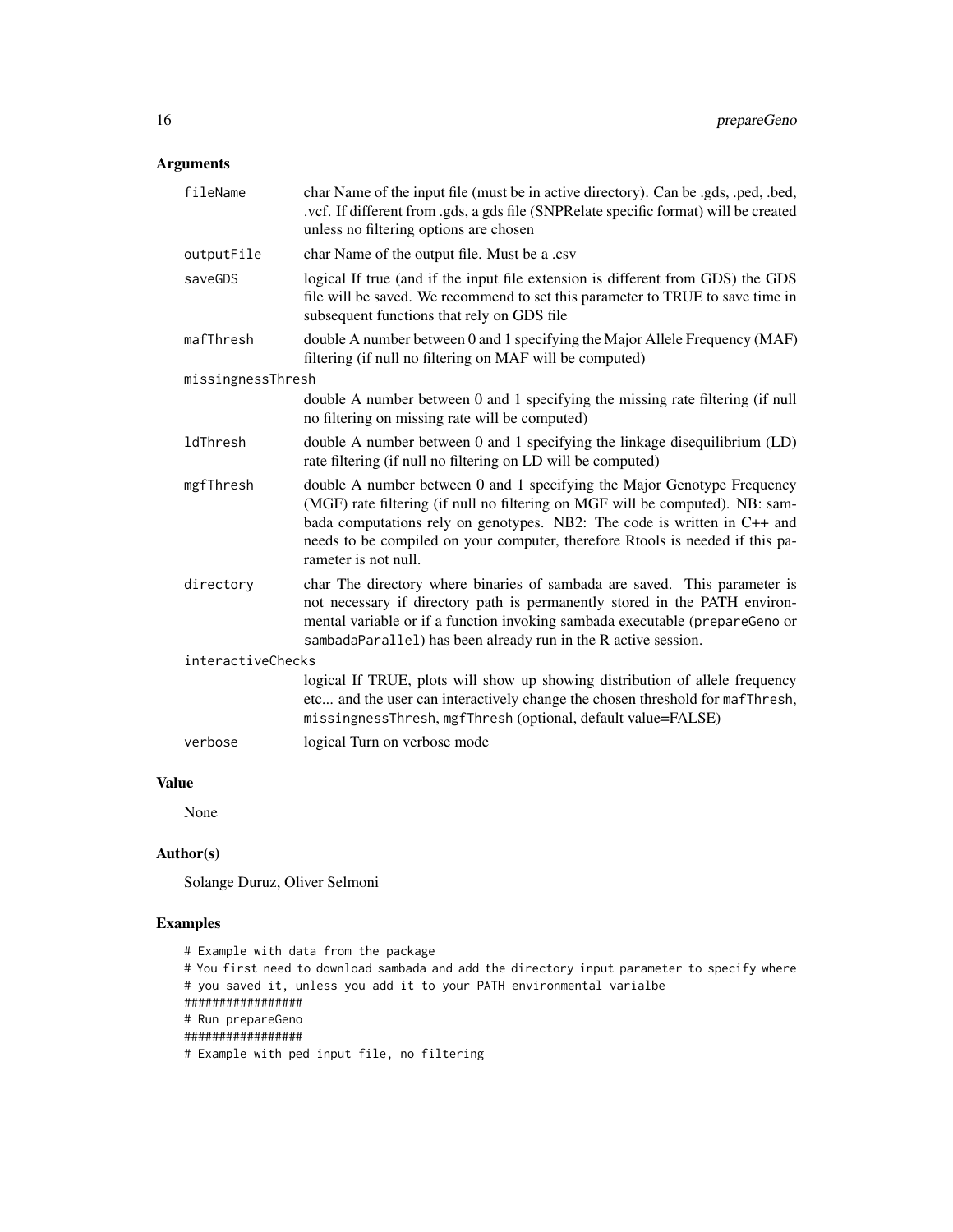## Arguments

| | |
|---|---|
| `fileName` | char Name of the input file (must be in active directory). Can be .gds, .ped, .bed, .vcf. If different from .gds, a gds file (SNPRelate specific format) will be created unless no filtering options are chosen |
| `outputFile` | char Name of the output file. Must be a .csv |
| `saveGDS` | logical If true (and if the input file extension is different from GDS) the GDS file will be saved. We recommend to set this parameter to TRUE to save time in subsequent functions that rely on GDS file |
| `mafThresh` | double A number between 0 and 1 specifying the Major Allele Frequency (MAF) filtering (if null no filtering on MAF will be computed) |
| `missingnessThresh` | double A number between 0 and 1 specifying the missing rate filtering (if null no filtering on missing rate will be computed) |
| `ldThresh` | double A number between 0 and 1 specifying the linkage disequilibrium (LD) rate filtering (if null no filtering on LD will be computed) |
| `mgfThresh` | double A number between 0 and 1 specifying the Major Genotype Frequency (MGF) rate filtering (if null no filtering on MGF will be computed). NB: sambada computations rely on genotypes. NB2: The code is written in C++ and needs to be compiled on your computer, therefore Rtools is needed if this parameter is not null. |
| `directory` | char The directory where binaries of sambada are saved. This parameter is not necessary if directory path is permanently stored in the PATH environmental variable or if a function invoking sambada executable (`prepareGeno` or `sambadaParallel`) has been already run in the R active session. |
| `interactiveChecks` | logical If TRUE, plots will show up showing distribution of allele frequency etc... and the user can interactively change the chosen threshold for `mafThresh`, `missingnessThresh`, `mgfThresh` (optional, default value=FALSE) |
| `verbose` | logical Turn on verbose mode |

## Value

None

## Author(s)

Solange Duruz, Oliver Selmoni

## Examples

```
# Example with data from the package
# You first need to download sambada and add the directory input parameter to specify where
# you saved it, unless you add it to your PATH environmental varialbe
#################
# Run prepareGeno
#################
# Example with ped input file, no filtering
```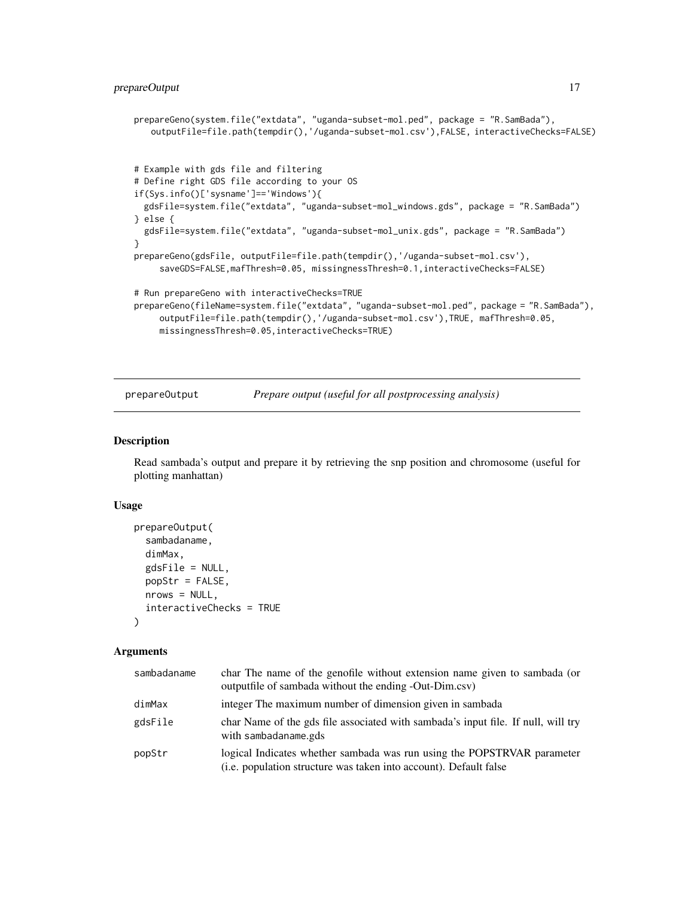```
prepareGeno(system.file("extdata", "uganda-subset-mol.ped", package = "R.SamBada"),
   outputFile=file.path(tempdir(),'/uganda-subset-mol.csv'),FALSE, interactiveChecks=FALSE)


# Example with gds file and filtering
# Define right GDS file according to your OS
if(Sys.info()['sysname']=='Windows'){
  gdsFile=system.file("extdata", "uganda-subset-mol_windows.gds", package = "R.SamBada")
} else {
  gdsFile=system.file("extdata", "uganda-subset-mol_unix.gds", package = "R.SamBada")
}
prepareGeno(gdsFile, outputFile=file.path(tempdir(),'/uganda-subset-mol.csv'),
     saveGDS=FALSE,mafThresh=0.05, missingnessThresh=0.1,interactiveChecks=FALSE)

# Run prepareGeno with interactiveChecks=TRUE
prepareGeno(fileName=system.file("extdata", "uganda-subset-mol.ped", package = "R.SamBada"),
     outputFile=file.path(tempdir(),'/uganda-subset-mol.csv'),TRUE, mafThresh=0.05,
     missingnessThresh=0.05,interactiveChecks=TRUE)
```

## prepareOutput    *Prepare output (useful for all postprocessing analysis)*

### Description

Read sambada's output and prepare it by retrieving the snp position and chromosome (useful for plotting manhattan)

### Usage

```
prepareOutput(
  sambadaname,
  dimMax,
  gdsFile = NULL,
  popStr = FALSE,
  nrows = NULL,
  interactiveChecks = TRUE
)
```

### Arguments

| | |
|---|---|
| sambadaname | char The name of the genofile without extension name given to sambada (or outputfile of sambada without the ending -Out-Dim.csv) |
| dimMax | integer The maximum number of dimension given in sambada |
| gdsFile | char Name of the gds file associated with sambada's input file. If null, will try with sambadaname.gds |
| popStr | logical Indicates whether sambada was run using the POPSTRVAR parameter (i.e. population structure was taken into account). Default false |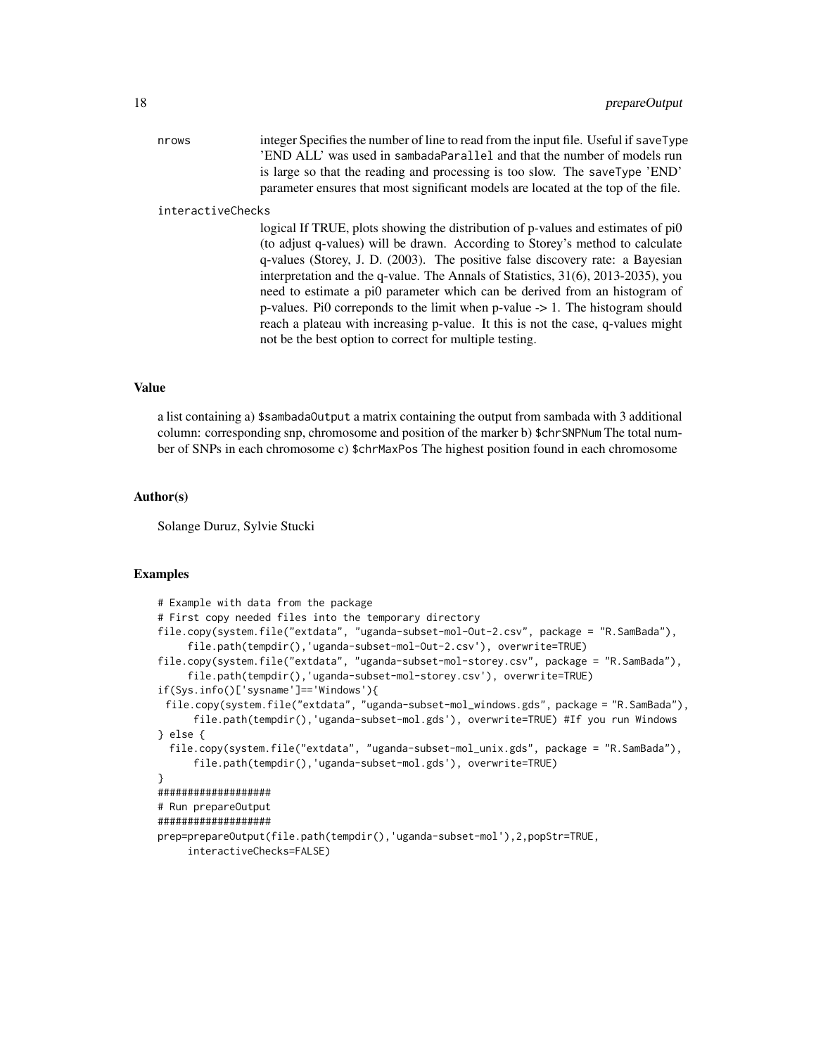nrows
: integer Specifies the number of line to read from the input file. Useful if `saveType` 'END ALL' was used in `sambadaParallel` and that the number of models run is large so that the reading and processing is too slow. The `saveType` 'END' parameter ensures that most significant models are located at the top of the file.

interactiveChecks
: logical If TRUE, plots showing the distribution of p-values and estimates of pi0 (to adjust q-values) will be drawn. According to Storey's method to calculate q-values (Storey, J. D. (2003). The positive false discovery rate: a Bayesian interpretation and the q-value. The Annals of Statistics, 31(6), 2013-2035), you need to estimate a pi0 parameter which can be derived from an histogram of p-values. Pi0 correponds to the limit when p-value -> 1. The histogram should reach a plateau with increasing p-value. It this is not the case, q-values might not be the best option to correct for multiple testing.

## Value

a list containing a) `$sambadaOutput` a matrix containing the output from sambada with 3 additional column: corresponding snp, chromosome and position of the marker b) `$chrSNPNum` The total number of SNPs in each chromosome c) `$chrMaxPos` The highest position found in each chromosome

## Author(s)

Solange Duruz, Sylvie Stucki

## Examples

```
# Example with data from the package
# First copy needed files into the temporary directory
file.copy(system.file("extdata", "uganda-subset-mol-Out-2.csv", package = "R.SamBada"),
     file.path(tempdir(),'uganda-subset-mol-Out-2.csv'), overwrite=TRUE)
file.copy(system.file("extdata", "uganda-subset-mol-storey.csv", package = "R.SamBada"),
     file.path(tempdir(),'uganda-subset-mol-storey.csv'), overwrite=TRUE)
if(Sys.info()['sysname']=='Windows'){
 file.copy(system.file("extdata", "uganda-subset-mol_windows.gds", package = "R.SamBada"),
      file.path(tempdir(),'uganda-subset-mol.gds'), overwrite=TRUE) #If you run Windows
} else {
  file.copy(system.file("extdata", "uganda-subset-mol_unix.gds", package = "R.SamBada"),
      file.path(tempdir(),'uganda-subset-mol.gds'), overwrite=TRUE)
}
###################
# Run prepareOutput
###################
prep=prepareOutput(file.path(tempdir(),'uganda-subset-mol'),2,popStr=TRUE,
     interactiveChecks=FALSE)
```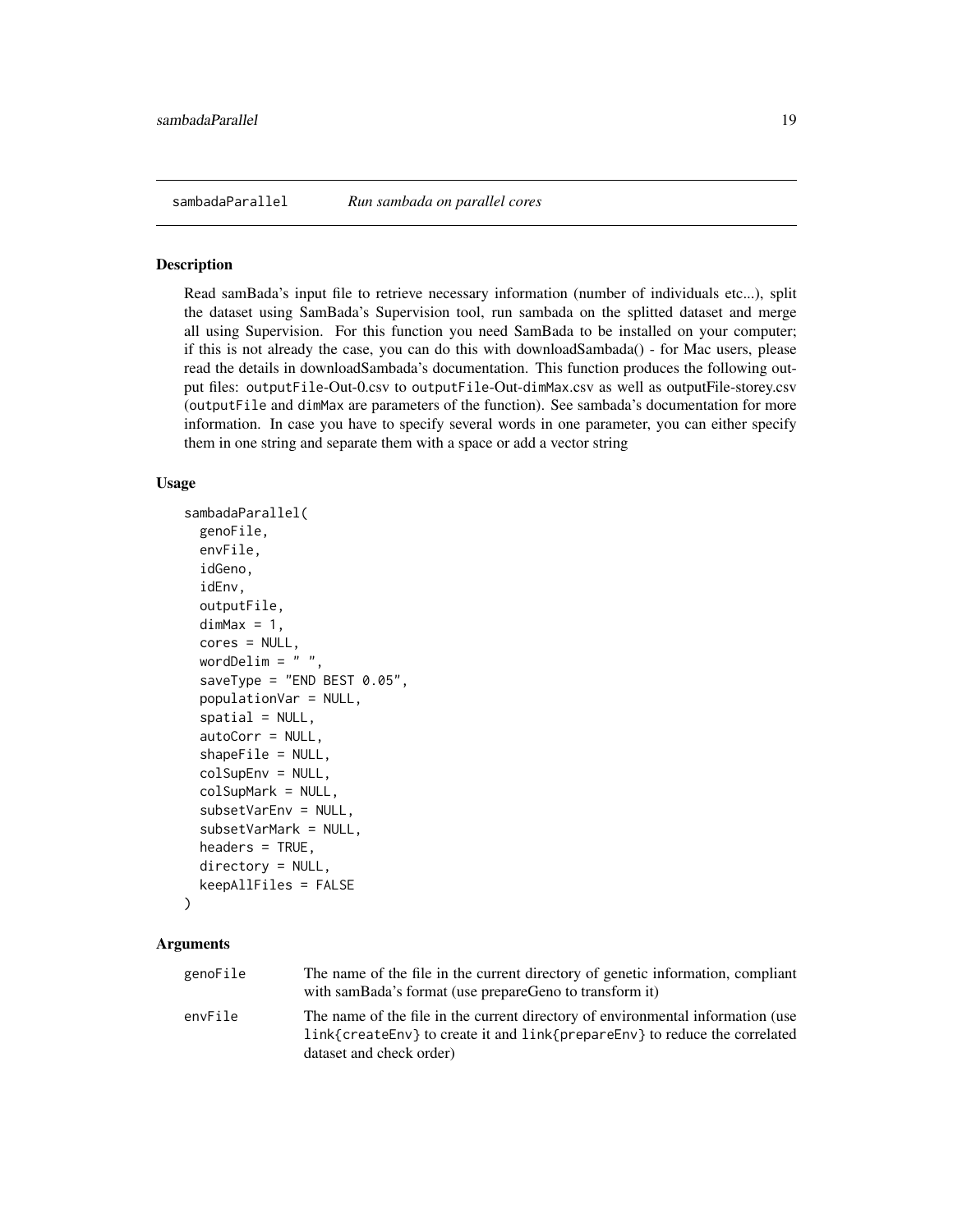## sambadaParallel — *Run sambada on parallel cores*

### Description

Read samBada's input file to retrieve necessary information (number of individuals etc...), split the dataset using SamBada's Supervision tool, run sambada on the splitted dataset and merge all using Supervision. For this function you need SamBada to be installed on your computer; if this is not already the case, you can do this with downloadSambada() - for Mac users, please read the details in downloadSambada's documentation. This function produces the following output files: `outputFile`-Out-0.csv to `outputFile`-Out-`dimMax`.csv as well as outputFile-storey.csv (`outputFile` and `dimMax` are parameters of the function). See sambada's documentation for more information. In case you have to specify several words in one parameter, you can either specify them in one string and separate them with a space or add a vector string

### Usage

```
sambadaParallel(
  genoFile,
  envFile,
  idGeno,
  idEnv,
  outputFile,
  dimMax = 1,
  cores = NULL,
  wordDelim = " ",
  saveType = "END BEST 0.05",
  populationVar = NULL,
  spatial = NULL,
  autoCorr = NULL,
  shapeFile = NULL,
  colSupEnv = NULL,
  colSupMark = NULL,
  subsetVarEnv = NULL,
  subsetVarMark = NULL,
  headers = TRUE,
  directory = NULL,
  keepAllFiles = FALSE
)
```

### Arguments

| | |
|---|---|
| genoFile | The name of the file in the current directory of genetic information, compliant with samBada's format (use prepareGeno to transform it) |
| envFile | The name of the file in the current directory of environmental information (use `link{createEnv}` to create it and `link{prepareEnv}` to reduce the correlated dataset and check order) |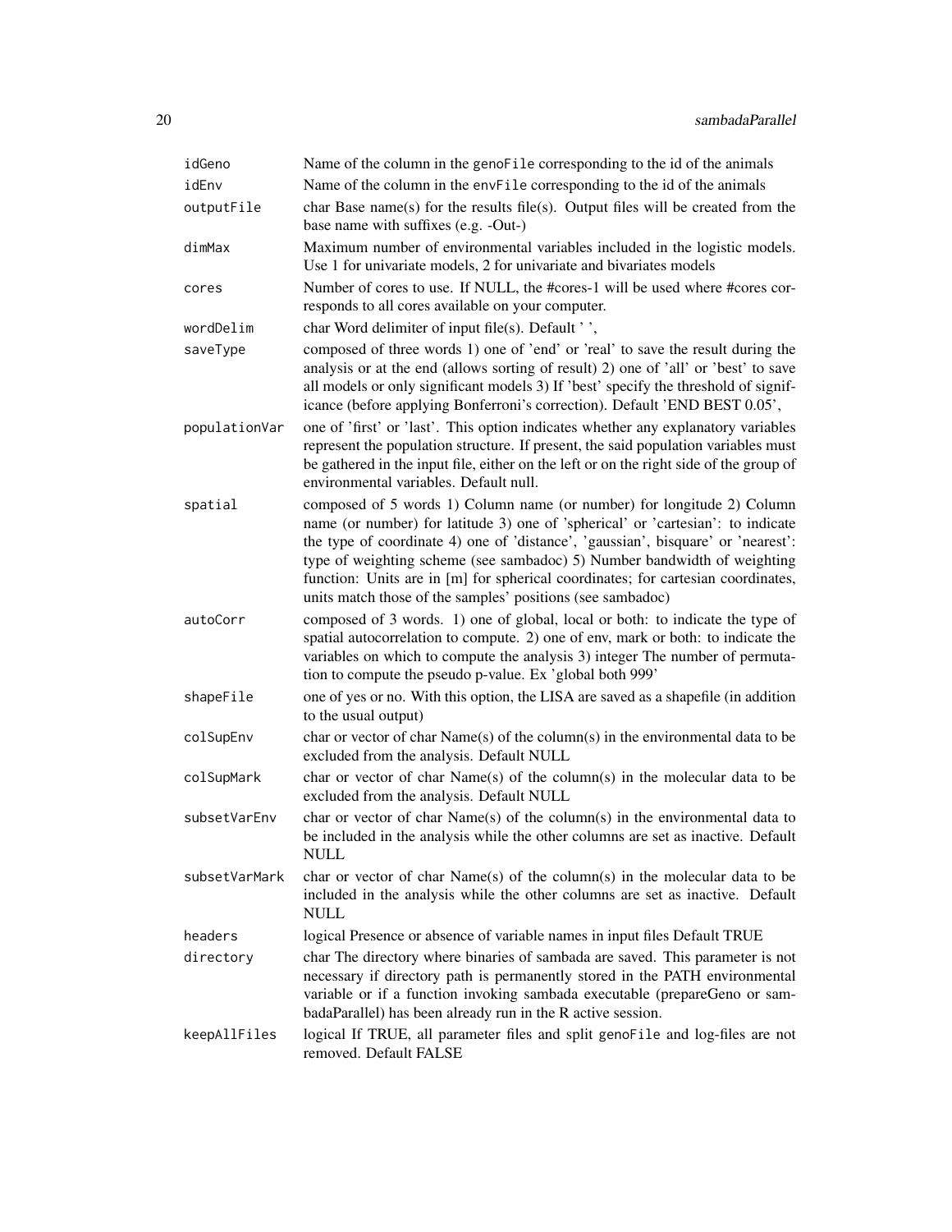| | |
|---|---|
| `idGeno` | Name of the column in the `genoFile` corresponding to the id of the animals |
| `idEnv` | Name of the column in the `envFile` corresponding to the id of the animals |
| `outputFile` | char Base name(s) for the results file(s). Output files will be created from the base name with suffixes (e.g. -Out-) |
| `dimMax` | Maximum number of environmental variables included in the logistic models. Use 1 for univariate models, 2 for univariate and bivariates models |
| `cores` | Number of cores to use. If NULL, the #cores-1 will be used where #cores corresponds to all cores available on your computer. |
| `wordDelim` | char Word delimiter of input file(s). Default ' ', |
| `saveType` | composed of three words 1) one of 'end' or 'real' to save the result during the analysis or at the end (allows sorting of result) 2) one of 'all' or 'best' to save all models or only significant models 3) If 'best' specify the threshold of significance (before applying Bonferroni's correction). Default 'END BEST 0.05', |
| `populationVar` | one of 'first' or 'last'. This option indicates whether any explanatory variables represent the population structure. If present, the said population variables must be gathered in the input file, either on the left or on the right side of the group of environmental variables. Default null. |
| `spatial` | composed of 5 words 1) Column name (or number) for longitude 2) Column name (or number) for latitude 3) one of 'spherical' or 'cartesian': to indicate the type of coordinate 4) one of 'distance', 'gaussian', bisquare' or 'nearest': type of weighting scheme (see sambadoc) 5) Number bandwidth of weighting function: Units are in [m] for spherical coordinates; for cartesian coordinates, units match those of the samples' positions (see sambadoc) |
| `autoCorr` | composed of 3 words. 1) one of global, local or both: to indicate the type of spatial autocorrelation to compute. 2) one of env, mark or both: to indicate the variables on which to compute the analysis 3) integer The number of permutation to compute the pseudo p-value. Ex 'global both 999' |
| `shapeFile` | one of yes or no. With this option, the LISA are saved as a shapefile (in addition to the usual output) |
| `colSupEnv` | char or vector of char Name(s) of the column(s) in the environmental data to be excluded from the analysis. Default NULL |
| `colSupMark` | char or vector of char Name(s) of the column(s) in the molecular data to be excluded from the analysis. Default NULL |
| `subsetVarEnv` | char or vector of char Name(s) of the column(s) in the environmental data to be included in the analysis while the other columns are set as inactive. Default NULL |
| `subsetVarMark` | char or vector of char Name(s) of the column(s) in the molecular data to be included in the analysis while the other columns are set as inactive. Default NULL |
| `headers` | logical Presence or absence of variable names in input files Default TRUE |
| `directory` | char The directory where binaries of sambada are saved. This parameter is not necessary if directory path is permanently stored in the PATH environmental variable or if a function invoking sambada executable (prepareGeno or sambadaParallel) has been already run in the R active session. |
| `keepAllFiles` | logical If TRUE, all parameter files and split `genoFile` and log-files are not removed. Default FALSE |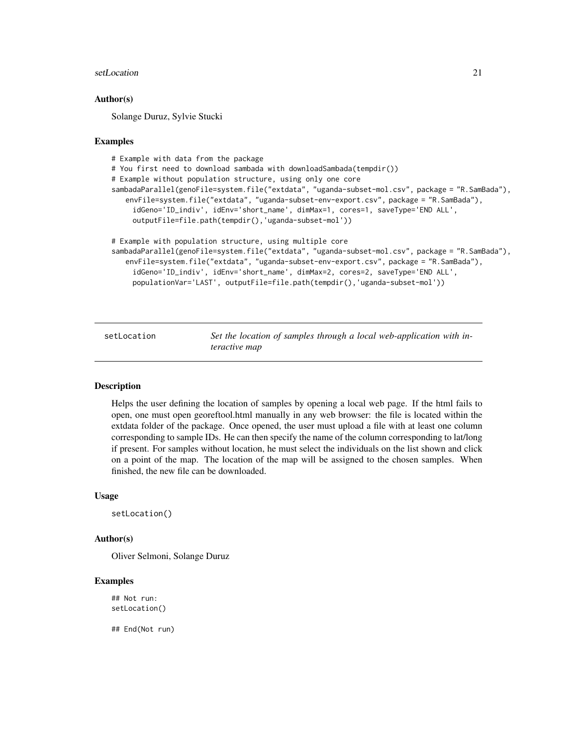### Author(s)

Solange Duruz, Sylvie Stucki

### Examples

```
# Example with data from the package
# You first need to download sambada with downloadSambada(tempdir())
# Example without population structure, using only one core
sambadaParallel(genoFile=system.file("extdata", "uganda-subset-mol.csv", package = "R.SamBada"),
   envFile=system.file("extdata", "uganda-subset-env-export.csv", package = "R.SamBada"),
     idGeno='ID_indiv', idEnv='short_name', dimMax=1, cores=1, saveType='END ALL',
     outputFile=file.path(tempdir(),'uganda-subset-mol'))

# Example with population structure, using multiple core
sambadaParallel(genoFile=system.file("extdata", "uganda-subset-mol.csv", package = "R.SamBada"),
   envFile=system.file("extdata", "uganda-subset-env-export.csv", package = "R.SamBada"),
     idGeno='ID_indiv', idEnv='short_name', dimMax=2, cores=2, saveType='END ALL',
     populationVar='LAST', outputFile=file.path(tempdir(),'uganda-subset-mol'))
```

---

## setLocation — *Set the location of samples through a local web-application with interactive map*

---

### Description

Helps the user defining the location of samples by opening a local web page. If the html fails to open, one must open georeftool.html manually in any web browser: the file is located within the extdata folder of the package. Once opened, the user must upload a file with at least one column corresponding to sample IDs. He can then specify the name of the column corresponding to lat/long if present. For samples without location, he must select the individuals on the list shown and click on a point of the map. The location of the map will be assigned to the chosen samples. When finished, the new file can be downloaded.

### Usage

```
setLocation()
```

### Author(s)

Oliver Selmoni, Solange Duruz

### Examples

```
## Not run:
setLocation()

## End(Not run)
```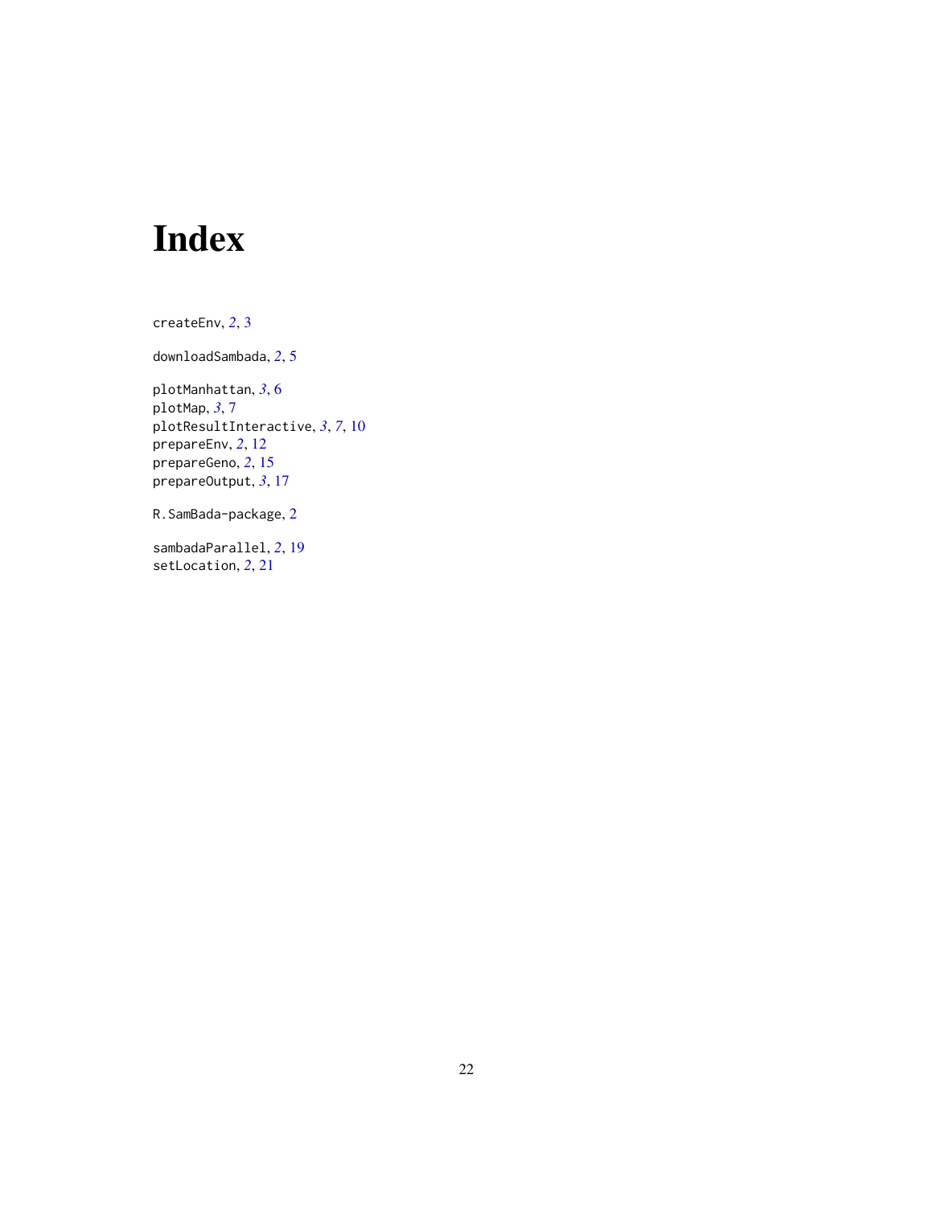# Index

createEnv, *2*, 3

downloadSambada, *2*, 5

plotManhattan, *3*, 6
plotMap, *3*, 7
plotResultInteractive, *3*, *7*, 10
prepareEnv, *2*, 12
prepareGeno, *2*, 15
prepareOutput, *3*, 17

R.SamBada-package, 2

sambadaParallel, *2*, 19
setLocation, *2*, 21